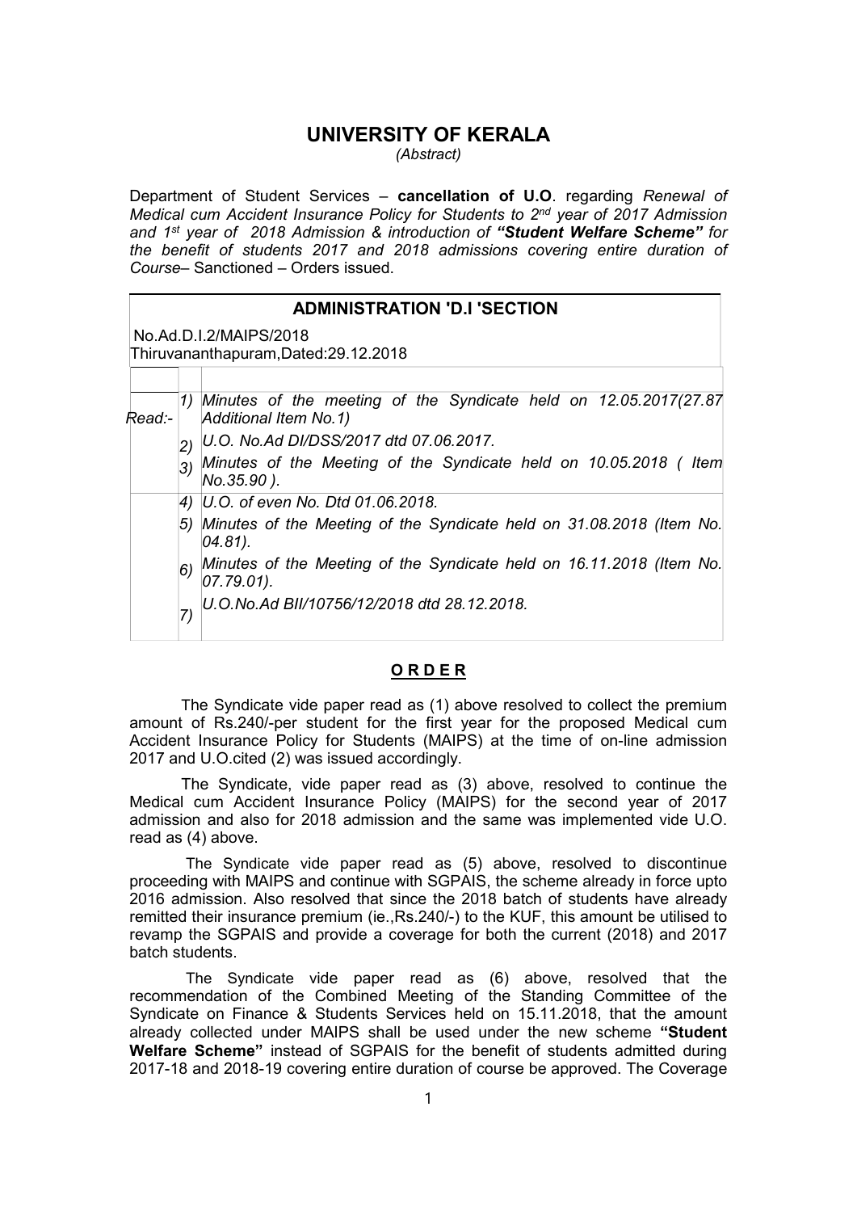# UNIVERSITY OF KERALA

*(Abstract)*

Department of Student Services – **cancellation of U.O**. regarding *Renewal of Medical cum Accident Insurance Policy for Students to 2nd year of 2017 Admission and 1st year of 2018 Admission & introduction of **"Student Welfare Scheme"** for the benefit of students 2017 and 2018 admissions covering entire duration of Course*– Sanctioned – Orders issued.

## ADMINISTRATION 'D.I 'SECTION

No.Ad.D.I.2/MAIPS/2018
Thiruvananthapuram,Dated:29.12.2018

| | | |
|---|---|---|
| Read:- | 1) | *Minutes of the meeting of the Syndicate held on 12.05.2017(27.87 Additional Item No.1)* |
| | 2) | *U.O. No.Ad DI/DSS/2017 dtd 07.06.2017.* |
| | 3) | *Minutes of the Meeting of the Syndicate held on 10.05.2018 ( Item No.35.90 ).* |
| | 4) | *U.O. of even No. Dtd 01.06.2018.* |
| | 5) | *Minutes of the Meeting of the Syndicate held on 31.08.2018 (Item No. 04.81).* |
| | 6) | *Minutes of the Meeting of the Syndicate held on 16.11.2018 (Item No. 07.79.01).* |
| | 7) | *U.O.No.Ad BII/10756/12/2018 dtd 28.12.2018.* |

## O R D E R

The Syndicate vide paper read as (1) above resolved to collect the premium amount of Rs.240/-per student for the first year for the proposed Medical cum Accident Insurance Policy for Students (MAIPS) at the time of on-line admission 2017 and U.O.cited (2) was issued accordingly.

The Syndicate, vide paper read as (3) above, resolved to continue the Medical cum Accident Insurance Policy (MAIPS) for the second year of 2017 admission and also for 2018 admission and the same was implemented vide U.O. read as (4) above.

The Syndicate vide paper read as (5) above, resolved to discontinue proceeding with MAIPS and continue with SGPAIS, the scheme already in force upto 2016 admission. Also resolved that since the 2018 batch of students have already remitted their insurance premium (ie.,Rs.240/-) to the KUF, this amount be utilised to revamp the SGPAIS and provide a coverage for both the current (2018) and 2017 batch students.

The Syndicate vide paper read as (6) above, resolved that the recommendation of the Combined Meeting of the Standing Committee of the Syndicate on Finance & Students Services held on 15.11.2018, that the amount already collected under MAIPS shall be used under the new scheme **"Student Welfare Scheme"** instead of SGPAIS for the benefit of students admitted during 2017-18 and 2018-19 covering entire duration of course be approved. The Coverage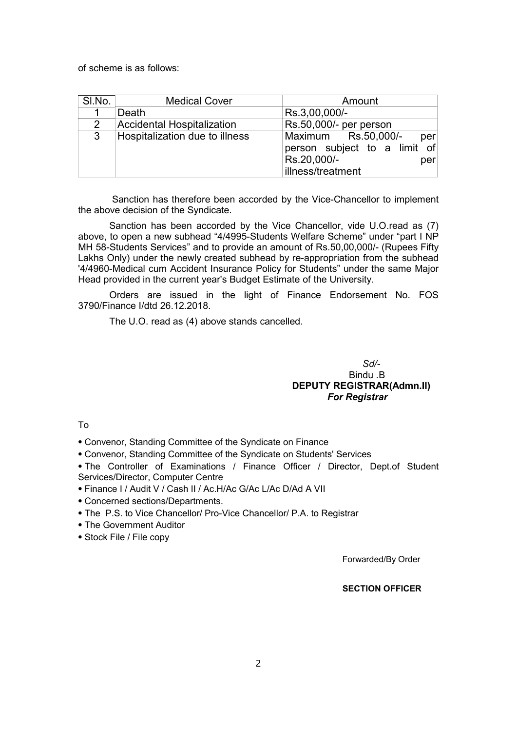of scheme is as follows:

| Sl.No. | Medical Cover | Amount |
|---|---|---|
| 1 | Death | Rs.3,00,000/- |
| 2 | Accidental Hospitalization | Rs.50,000/- per person |
| 3 | Hospitalization due to illness | Maximum Rs.50,000/- per person subject to a limit of Rs.20,000/- per illness/treatment |

Sanction has therefore been accorded by the Vice-Chancellor to implement the above decision of the Syndicate.

Sanction has been accorded by the Vice Chancellor, vide U.O.read as (7) above, to open a new subhead "4/4995-Students Welfare Scheme" under "part I NP MH 58-Students Services" and to provide an amount of Rs.50,00,000/- (Rupees Fifty Lakhs Only) under the newly created subhead by re-appropriation from the subhead '4/4960-Medical cum Accident Insurance Policy for Students" under the same Major Head provided in the current year's Budget Estimate of the University.

Orders are issued in the light of Finance Endorsement No. FOS 3790/Finance I/dtd 26.12.2018.

The U.O. read as (4) above stands cancelled.

*Sd/-*
Bindu .B
**DEPUTY REGISTRAR(Admn.II)**
***For Registrar***

To

- Convenor, Standing Committee of the Syndicate on Finance
- Convenor, Standing Committee of the Syndicate on Students' Services
- The Controller of Examinations / Finance Officer / Director, Dept.of Student Services/Director, Computer Centre
- Finance I / Audit V / Cash II / Ac.H/Ac G/Ac L/Ac D/Ad A VII
- Concerned sections/Departments.
- The P.S. to Vice Chancellor/ Pro-Vice Chancellor/ P.A. to Registrar
- The Government Auditor
- Stock File / File copy

Forwarded/By Order

**SECTION OFFICER**